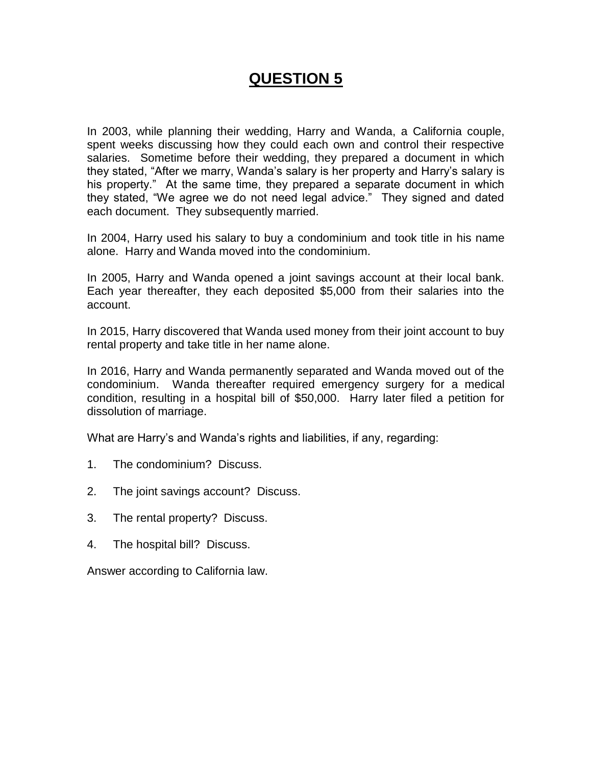# QUESTION 5

In 2003, while planning their wedding, Harry and Wanda, a California couple, spent weeks discussing how they could each own and control their respective salaries. Sometime before their wedding, they prepared a document in which they stated, "After we marry, Wanda's salary is her property and Harry's salary is his property." At the same time, they prepared a separate document in which they stated, "We agree we do not need legal advice." They signed and dated each document. They subsequently married.

In 2004, Harry used his salary to buy a condominium and took title in his name alone. Harry and Wanda moved into the condominium.

In 2005, Harry and Wanda opened a joint savings account at their local bank. Each year thereafter, they each deposited $5,000 from their salaries into the account.

In 2015, Harry discovered that Wanda used money from their joint account to buy rental property and take title in her name alone.

In 2016, Harry and Wanda permanently separated and Wanda moved out of the condominium. Wanda thereafter required emergency surgery for a medical condition, resulting in a hospital bill of $50,000. Harry later filed a petition for dissolution of marriage.

What are Harry's and Wanda's rights and liabilities, if any, regarding:

1. The condominium? Discuss.

2. The joint savings account? Discuss.

3. The rental property? Discuss.

4. The hospital bill? Discuss.

Answer according to California law.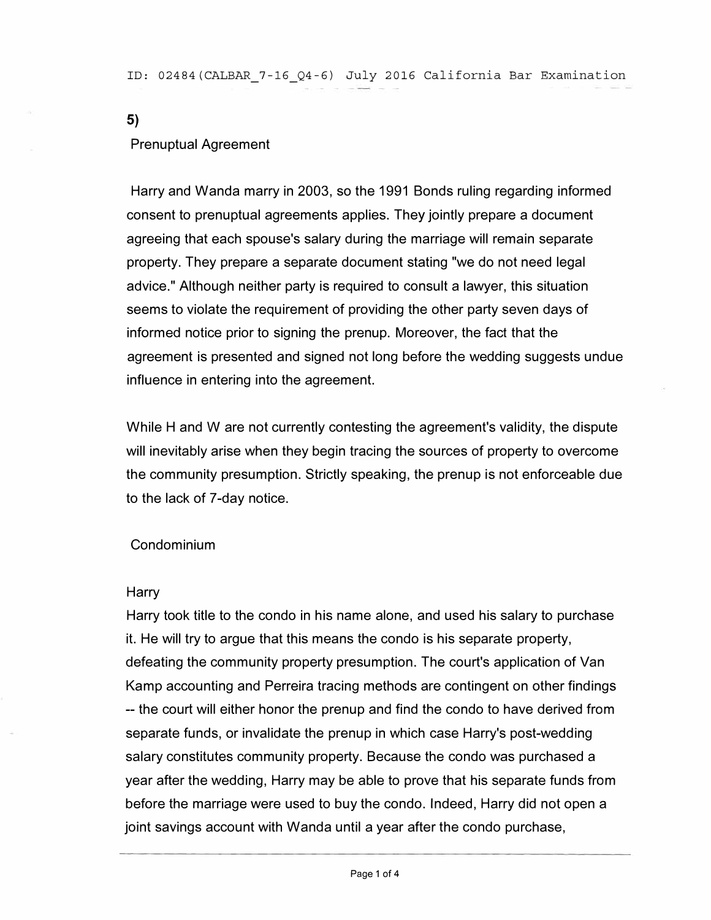**5)**

Prenuptual Agreement

Harry and Wanda marry in 2003, so the 1991 Bonds ruling regarding informed consent to prenuptual agreements applies. They jointly prepare a document agreeing that each spouse's salary during the marriage will remain separate property. They prepare a separate document stating "we do not need legal advice." Although neither party is required to consult a lawyer, this situation seems to violate the requirement of providing the other party seven days of informed notice prior to signing the prenup. Moreover, the fact that the agreement is presented and signed not long before the wedding suggests undue influence in entering into the agreement.

While H and W are not currently contesting the agreement's validity, the dispute will inevitably arise when they begin tracing the sources of property to overcome the community presumption. Strictly speaking, the prenup is not enforceable due to the lack of 7-day notice.

Condominium

Harry

Harry took title to the condo in his name alone, and used his salary to purchase it. He will try to argue that this means the condo is his separate property, defeating the community property presumption. The court's application of Van Kamp accounting and Perreira tracing methods are contingent on other findings -- the court will either honor the prenup and find the condo to have derived from separate funds, or invalidate the prenup in which case Harry's post-wedding salary constitutes community property. Because the condo was purchased a year after the wedding, Harry may be able to prove that his separate funds from before the marriage were used to buy the condo. Indeed, Harry did not open a joint savings account with Wanda until a year after the condo purchase,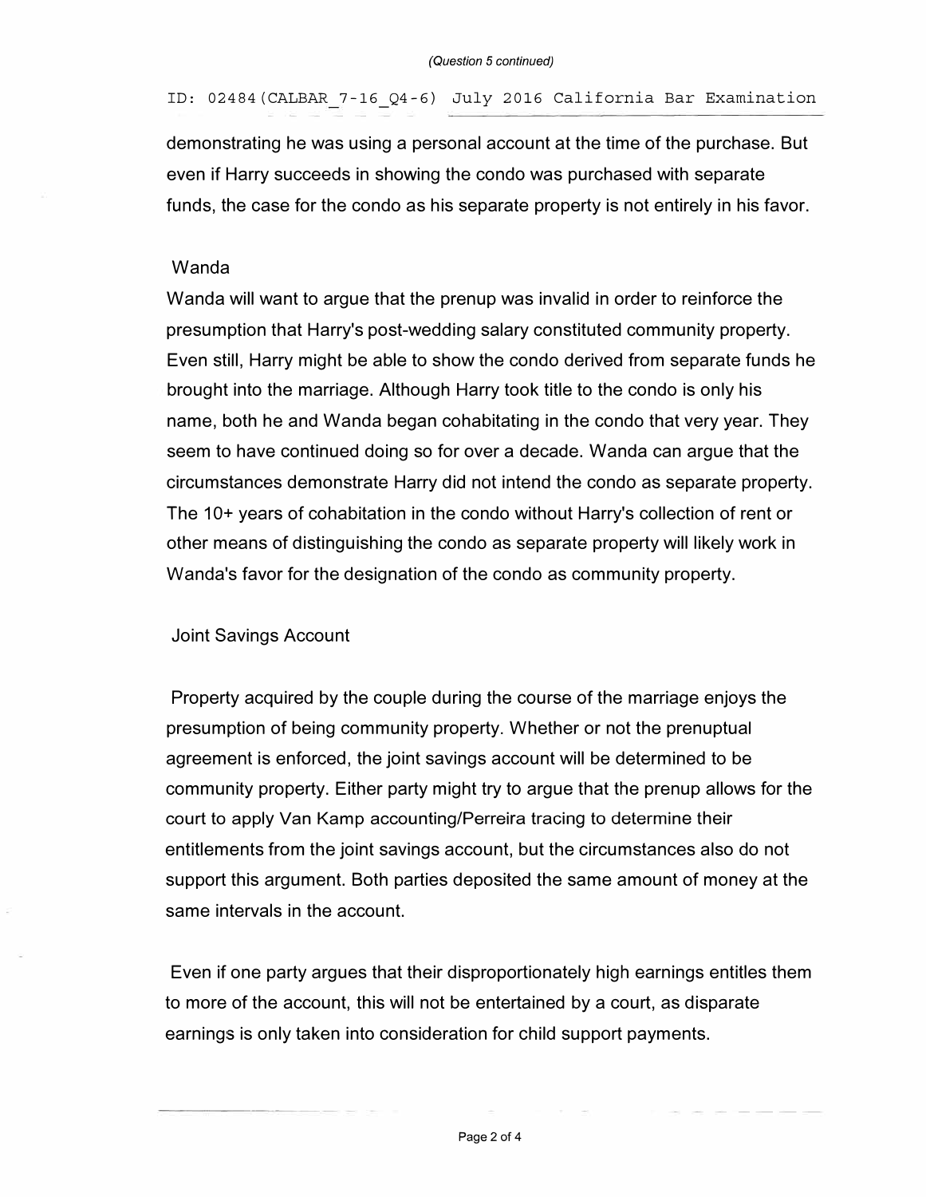demonstrating he was using a personal account at the time of the purchase. But even if Harry succeeds in showing the condo was purchased with separate funds, the case for the condo as his separate property is not entirely in his favor.

Wanda

Wanda will want to argue that the prenup was invalid in order to reinforce the presumption that Harry's post-wedding salary constituted community property. Even still, Harry might be able to show the condo derived from separate funds he brought into the marriage. Although Harry took title to the condo is only his name, both he and Wanda began cohabitating in the condo that very year. They seem to have continued doing so for over a decade. Wanda can argue that the circumstances demonstrate Harry did not intend the condo as separate property. The 10+ years of cohabitation in the condo without Harry's collection of rent or other means of distinguishing the condo as separate property will likely work in Wanda's favor for the designation of the condo as community property.

Joint Savings Account

Property acquired by the couple during the course of the marriage enjoys the presumption of being community property. Whether or not the prenuptual agreement is enforced, the joint savings account will be determined to be community property. Either party might try to argue that the prenup allows for the court to apply Van Kamp accounting/Perreira tracing to determine their entitlements from the joint savings account, but the circumstances also do not support this argument. Both parties deposited the same amount of money at the same intervals in the account.

Even if one party argues that their disproportionately high earnings entitles them to more of the account, this will not be entertained by a court, as disparate earnings is only taken into consideration for child support payments.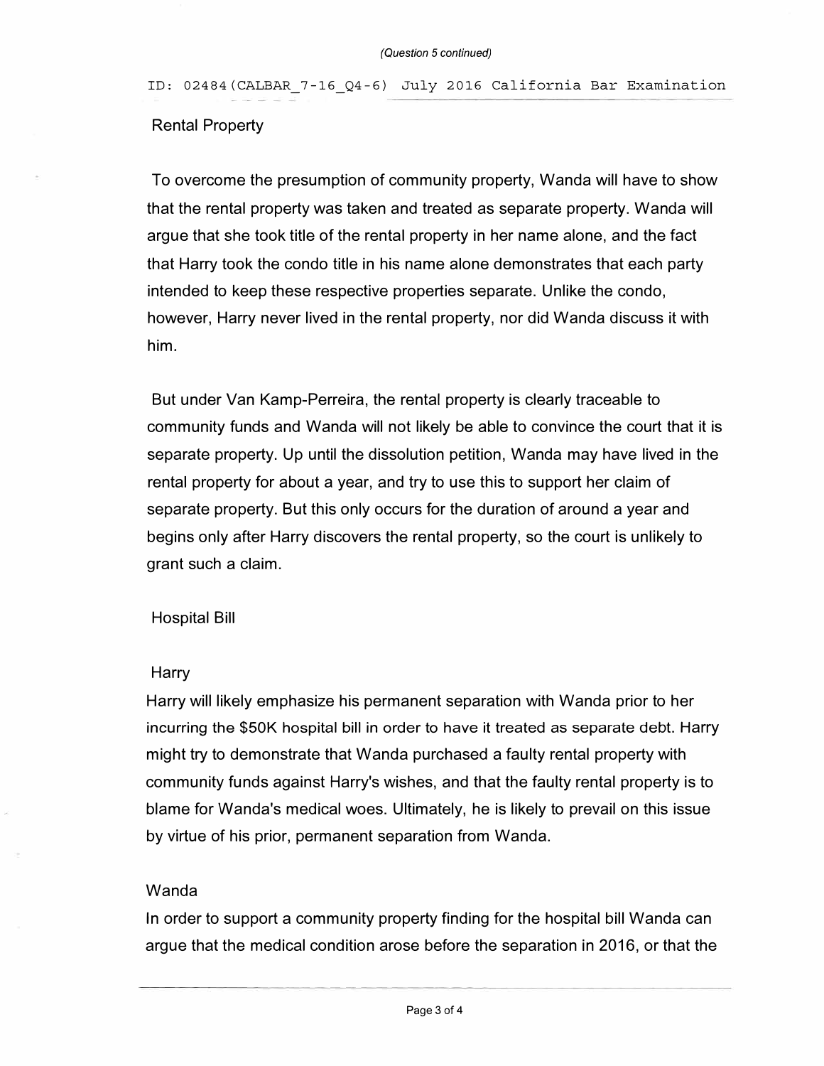### Rental Property

To overcome the presumption of community property, Wanda will have to show that the rental property was taken and treated as separate property. Wanda will argue that she took title of the rental property in her name alone, and the fact that Harry took the condo title in his name alone demonstrates that each party intended to keep these respective properties separate. Unlike the condo, however, Harry never lived in the rental property, nor did Wanda discuss it with him.

But under Van Kamp-Perreira, the rental property is clearly traceable to community funds and Wanda will not likely be able to convince the court that it is separate property. Up until the dissolution petition, Wanda may have lived in the rental property for about a year, and try to use this to support her claim of separate property. But this only occurs for the duration of around a year and begins only after Harry discovers the rental property, so the court is unlikely to grant such a claim.

### Hospital Bill

#### Harry

Harry will likely emphasize his permanent separation with Wanda prior to her incurring the $50K hospital bill in order to have it treated as separate debt. Harry might try to demonstrate that Wanda purchased a faulty rental property with community funds against Harry's wishes, and that the faulty rental property is to blame for Wanda's medical woes. Ultimately, he is likely to prevail on this issue by virtue of his prior, permanent separation from Wanda.

#### Wanda

In order to support a community property finding for the hospital bill Wanda can argue that the medical condition arose before the separation in 2016, or that the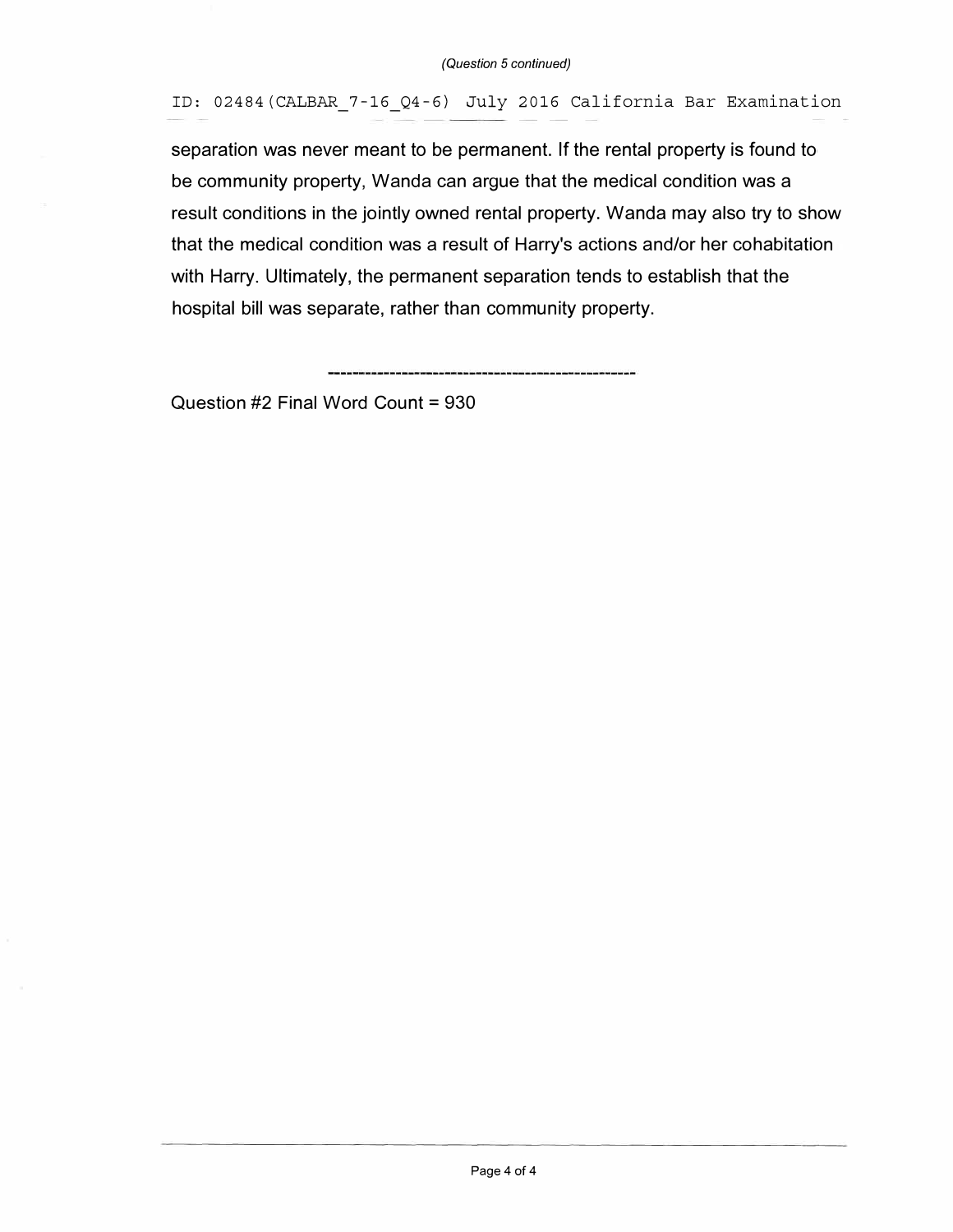separation was never meant to be permanent. If the rental property is found to be community property, Wanda can argue that the medical condition was a result conditions in the jointly owned rental property. Wanda may also try to show that the medical condition was a result of Harry's actions and/or her cohabitation with Harry. Ultimately, the permanent separation tends to establish that the hospital bill was separate, rather than community property.

---

Question #2 Final Word Count = 930